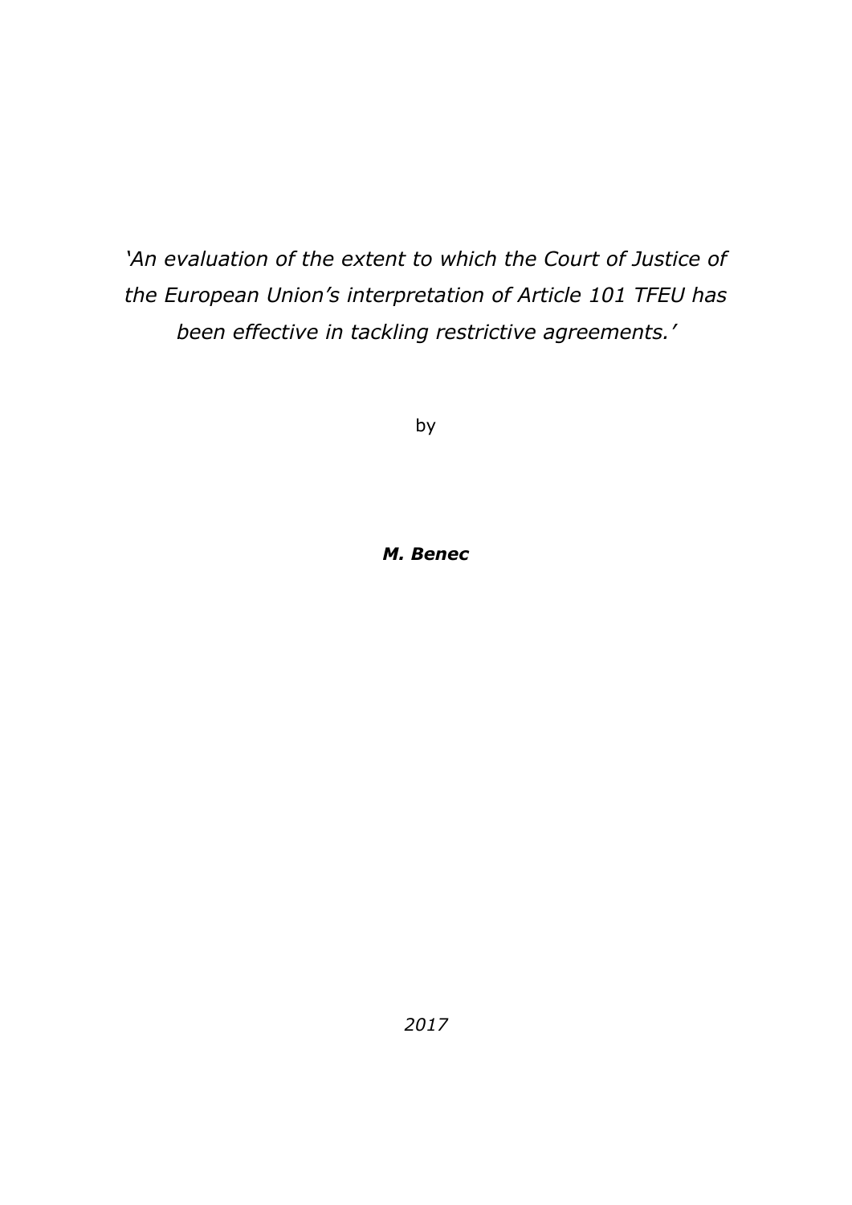*'An evaluation of the extent to which the Court of Justice of the European Union's interpretation of Article 101 TFEU has been effective in tackling restrictive agreements.'*

by

***M. Benec***

*2017*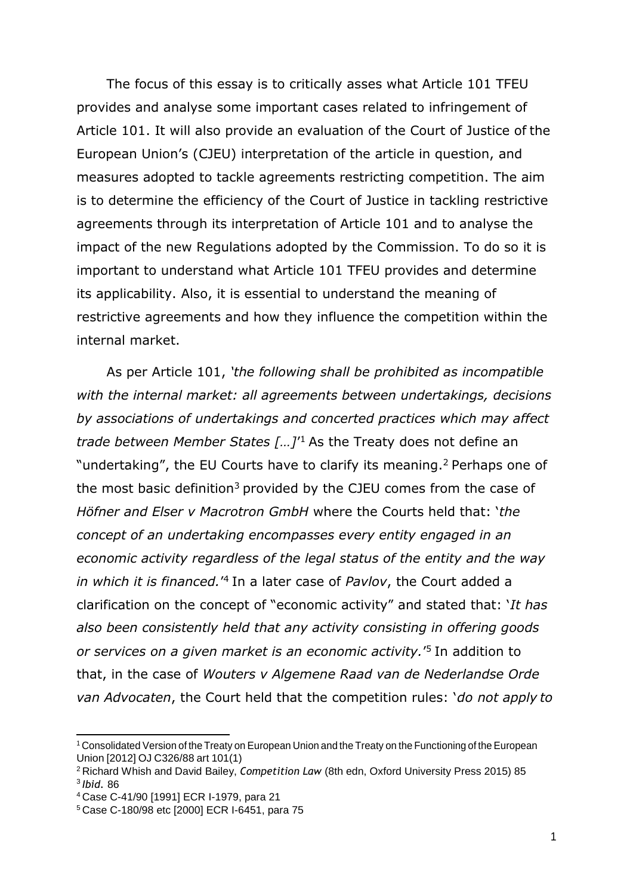The focus of this essay is to critically asses what Article 101 TFEU provides and analyse some important cases related to infringement of Article 101. It will also provide an evaluation of the Court of Justice of the European Union's (CJEU) interpretation of the article in question, and measures adopted to tackle agreements restricting competition. The aim is to determine the efficiency of the Court of Justice in tackling restrictive agreements through its interpretation of Article 101 and to analyse the impact of the new Regulations adopted by the Commission. To do so it is important to understand what Article 101 TFEU provides and determine its applicability. Also, it is essential to understand the meaning of restrictive agreements and how they influence the competition within the internal market.

As per Article 101, *'the following shall be prohibited as incompatible with the internal market: all agreements between undertakings, decisions by associations of undertakings and concerted practices which may affect trade between Member States […]'*[1] As the Treaty does not define an "undertaking", the EU Courts have to clarify its meaning.[2] Perhaps one of the most basic definition[3] provided by the CJEU comes from the case of *Höfner and Elser v Macrotron GmbH* where the Courts held that: '*the concept of an undertaking encompasses every entity engaged in an economic activity regardless of the legal status of the entity and the way in which it is financed.*'[4] In a later case of *Pavlov*, the Court added a clarification on the concept of "economic activity" and stated that: '*It has also been consistently held that any activity consisting in offering goods or services on a given market is an economic activity.*'[5] In addition to that, in the case of *Wouters v Algemene Raad van de Nederlandse Orde van Advocaten*, the Court held that the competition rules: '*do not apply to*

---

[1] Consolidated Version of the Treaty on European Union and the Treaty on the Functioning of the European Union [2012] OJ C326/88 art 101(1)

[2] Richard Whish and David Bailey, *Competition Law* (8th edn, Oxford University Press 2015) 85

[3] *Ibid.* 86

[4] Case C-41/90 [1991] ECR I-1979, para 21

[5] Case C-180/98 etc [2000] ECR I-6451, para 75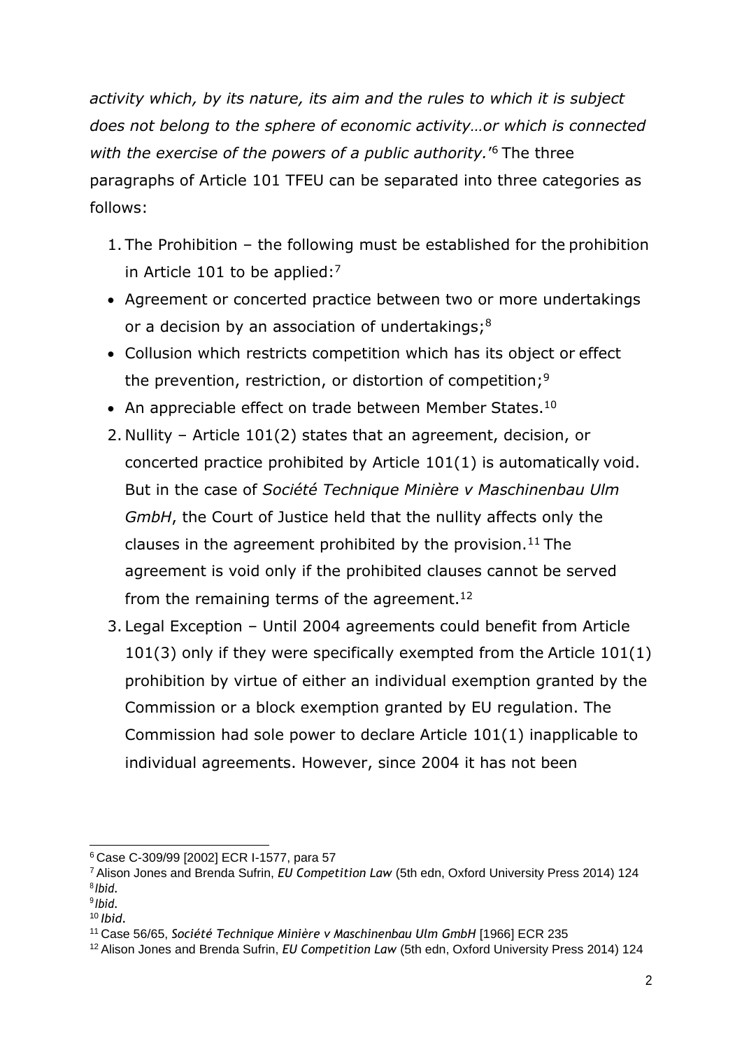*activity which, by its nature, its aim and the rules to which it is subject does not belong to the sphere of economic activity…or which is connected with the exercise of the powers of a public authority.'*[6] The three paragraphs of Article 101 TFEU can be separated into three categories as follows:

1. The Prohibition – the following must be established for the prohibition in Article 101 to be applied:[7]
   - Agreement or concerted practice between two or more undertakings or a decision by an association of undertakings;[8]
   - Collusion which restricts competition which has its object or effect the prevention, restriction, or distortion of competition;[9]
   - An appreciable effect on trade between Member States.[10]
2. Nullity – Article 101(2) states that an agreement, decision, or concerted practice prohibited by Article 101(1) is automatically void. But in the case of *Société Technique Minière v Maschinenbau Ulm GmbH*, the Court of Justice held that the nullity affects only the clauses in the agreement prohibited by the provision.[11] The agreement is void only if the prohibited clauses cannot be served from the remaining terms of the agreement.[12]
3. Legal Exception – Until 2004 agreements could benefit from Article 101(3) only if they were specifically exempted from the Article 101(1) prohibition by virtue of either an individual exemption granted by the Commission or a block exemption granted by EU regulation. The Commission had sole power to declare Article 101(1) inapplicable to individual agreements. However, since 2004 it has not been

---

[6] Case C-309/99 [2002] ECR I-1577, para 57

[7] Alison Jones and Brenda Sufrin, *EU Competition Law* (5th edn, Oxford University Press 2014) 124

[8] *Ibid.*

[9] *Ibid.*

[10] *Ibid.*

[11] Case 56/65, *Société Technique Minière v Maschinenbau Ulm GmbH* [1966] ECR 235

[12] Alison Jones and Brenda Sufrin, *EU Competition Law* (5th edn, Oxford University Press 2014) 124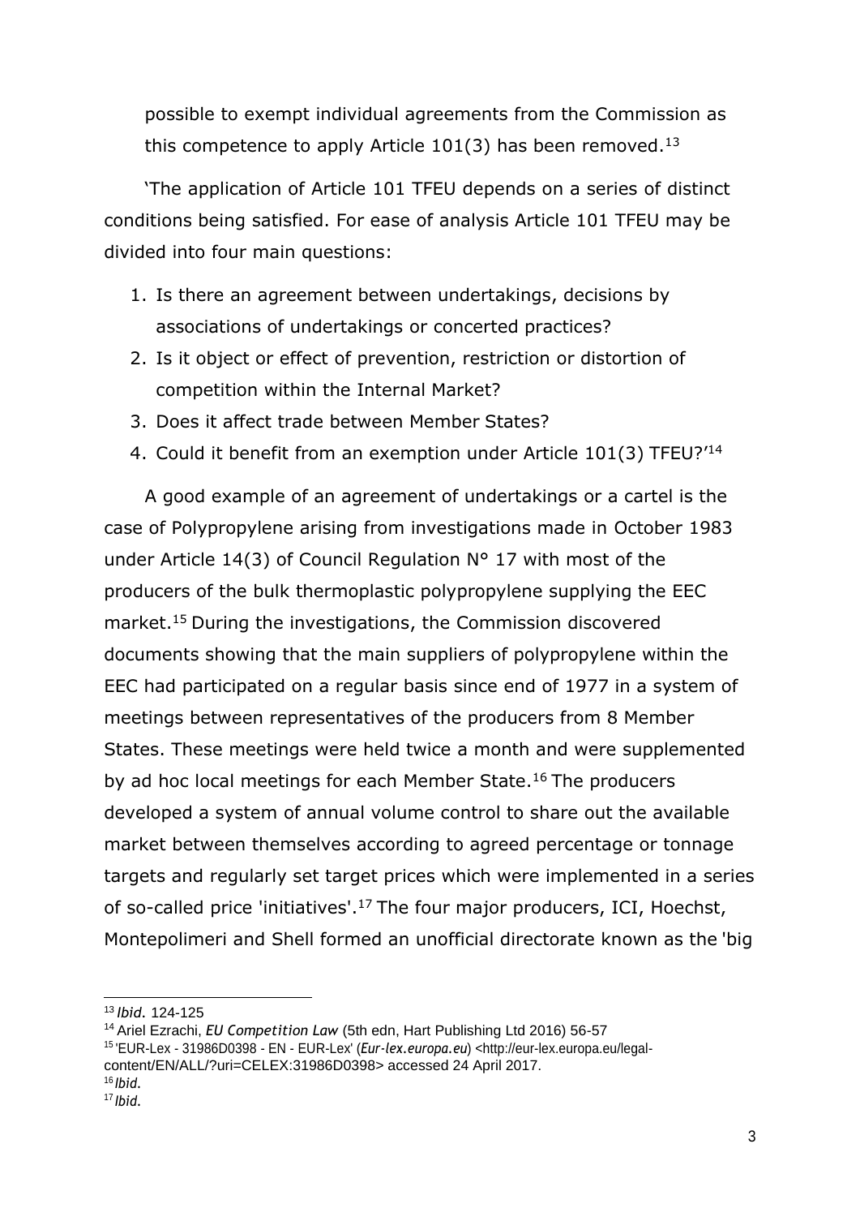possible to exempt individual agreements from the Commission as this competence to apply Article 101(3) has been removed.[13]

'The application of Article 101 TFEU depends on a series of distinct conditions being satisfied. For ease of analysis Article 101 TFEU may be divided into four main questions:

1. Is there an agreement between undertakings, decisions by associations of undertakings or concerted practices?
2. Is it object or effect of prevention, restriction or distortion of competition within the Internal Market?
3. Does it affect trade between Member States?
4. Could it benefit from an exemption under Article 101(3) TFEU?'[14]

A good example of an agreement of undertakings or a cartel is the case of Polypropylene arising from investigations made in October 1983 under Article 14(3) of Council Regulation N° 17 with most of the producers of the bulk thermoplastic polypropylene supplying the EEC market.[15] During the investigations, the Commission discovered documents showing that the main suppliers of polypropylene within the EEC had participated on a regular basis since end of 1977 in a system of meetings between representatives of the producers from 8 Member States. These meetings were held twice a month and were supplemented by ad hoc local meetings for each Member State.[16] The producers developed a system of annual volume control to share out the available market between themselves according to agreed percentage or tonnage targets and regularly set target prices which were implemented in a series of so-called price 'initiatives'.[17] The four major producers, ICI, Hoechst, Montepolimeri and Shell formed an unofficial directorate known as the 'big

---

[13] *Ibid.* 124-125

[14] Ariel Ezrachi, *EU Competition Law* (5th edn, Hart Publishing Ltd 2016) 56-57

[15] 'EUR-Lex - 31986D0398 - EN - EUR-Lex' (*Eur-lex.europa.eu*) <http://eur-lex.europa.eu/legal-content/EN/ALL/?uri=CELEX:31986D0398> accessed 24 April 2017.

[16] *Ibid.*

[17] *Ibid.*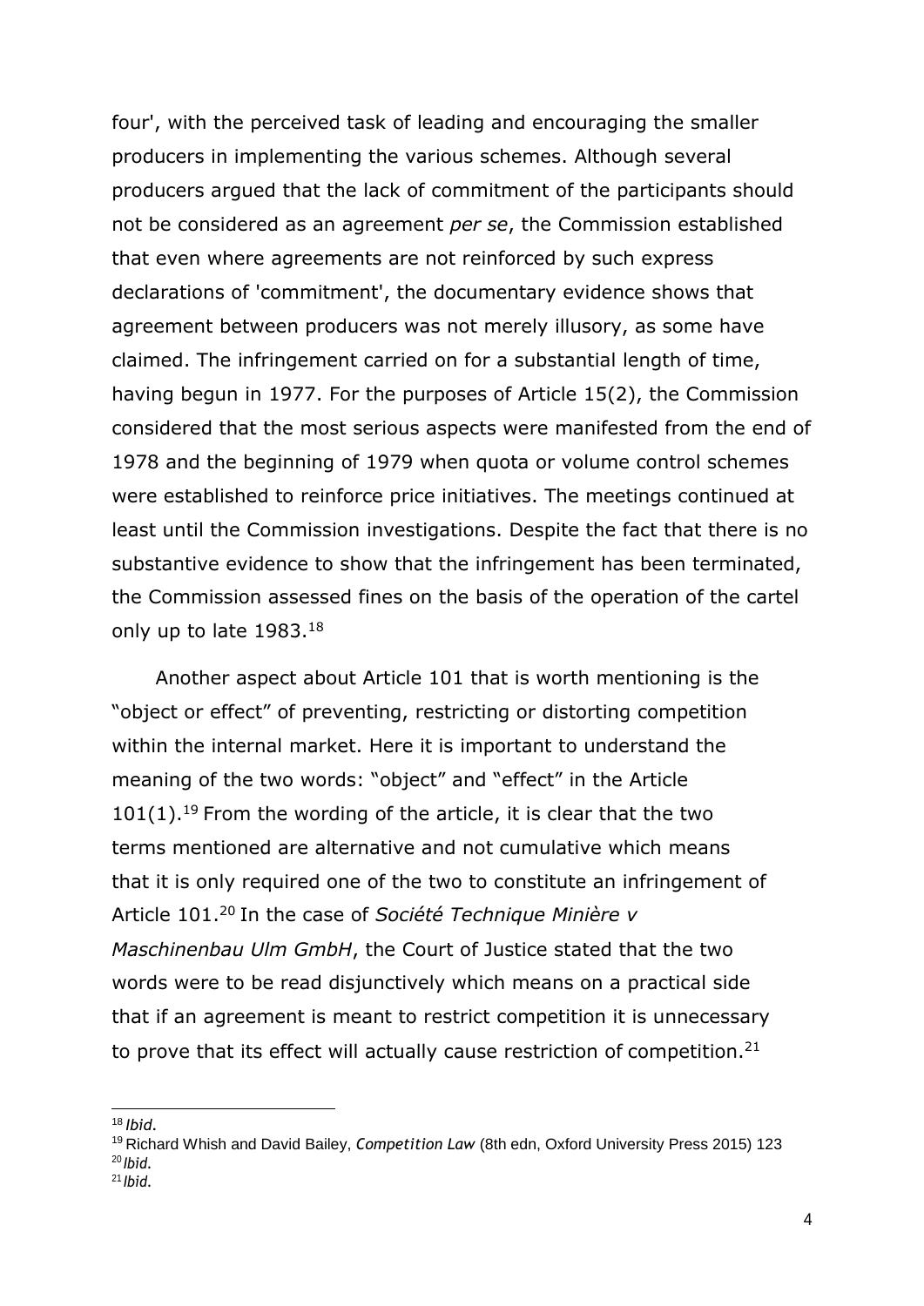four', with the perceived task of leading and encouraging the smaller producers in implementing the various schemes. Although several producers argued that the lack of commitment of the participants should not be considered as an agreement *per se*, the Commission established that even where agreements are not reinforced by such express declarations of 'commitment', the documentary evidence shows that agreement between producers was not merely illusory, as some have claimed. The infringement carried on for a substantial length of time, having begun in 1977. For the purposes of Article 15(2), the Commission considered that the most serious aspects were manifested from the end of 1978 and the beginning of 1979 when quota or volume control schemes were established to reinforce price initiatives. The meetings continued at least until the Commission investigations. Despite the fact that there is no substantive evidence to show that the infringement has been terminated, the Commission assessed fines on the basis of the operation of the cartel only up to late 1983.[18]

Another aspect about Article 101 that is worth mentioning is the "object or effect" of preventing, restricting or distorting competition within the internal market. Here it is important to understand the meaning of the two words: "object" and "effect" in the Article 101(1).[19] From the wording of the article, it is clear that the two terms mentioned are alternative and not cumulative which means that it is only required one of the two to constitute an infringement of Article 101.[20] In the case of *Société Technique Minière v Maschinenbau Ulm GmbH*, the Court of Justice stated that the two words were to be read disjunctively which means on a practical side that if an agreement is meant to restrict competition it is unnecessary to prove that its effect will actually cause restriction of competition.[21]

---

[18] *Ibid.*

[19] Richard Whish and David Bailey, *Competition Law* (8th edn, Oxford University Press 2015) 123

[20] *Ibid.*

[21] *Ibid.*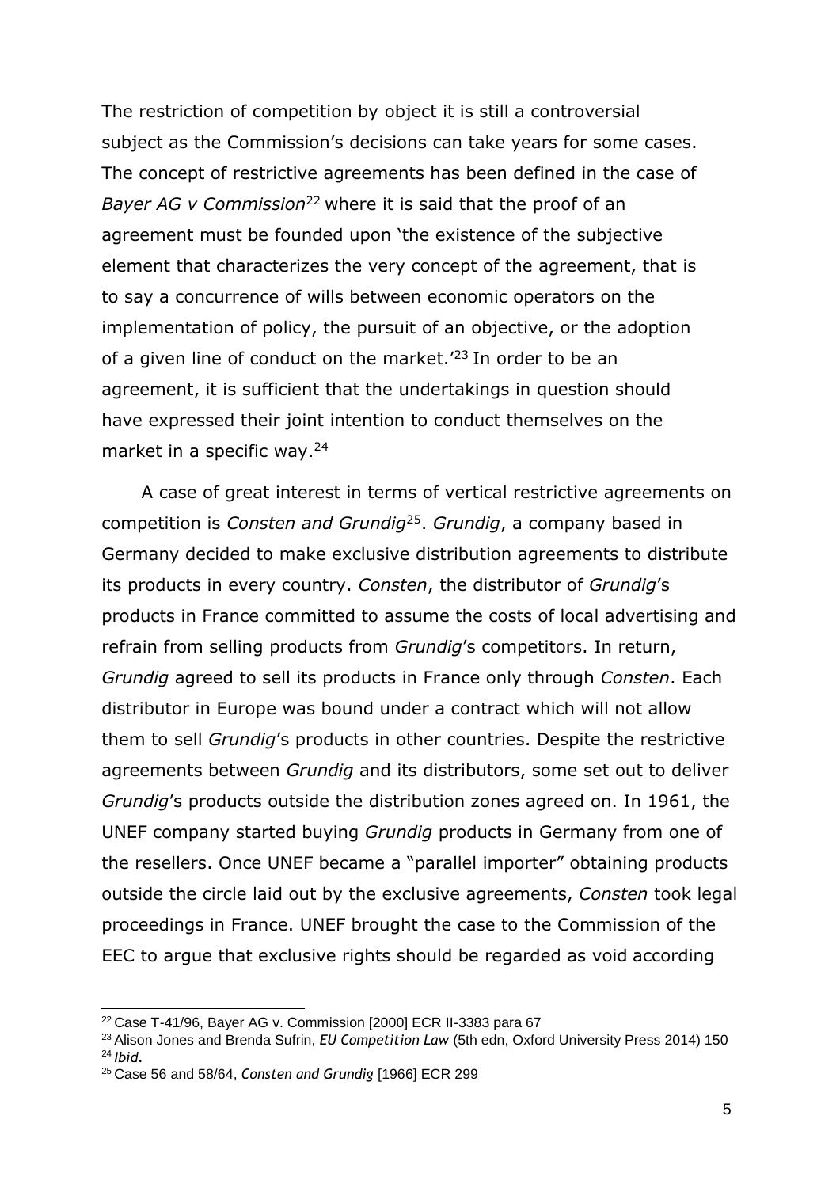The restriction of competition by object it is still a controversial subject as the Commission's decisions can take years for some cases. The concept of restrictive agreements has been defined in the case of *Bayer AG v Commission*[22] where it is said that the proof of an agreement must be founded upon 'the existence of the subjective element that characterizes the very concept of the agreement, that is to say a concurrence of wills between economic operators on the implementation of policy, the pursuit of an objective, or the adoption of a given line of conduct on the market.'[23] In order to be an agreement, it is sufficient that the undertakings in question should have expressed their joint intention to conduct themselves on the market in a specific way.[24]

A case of great interest in terms of vertical restrictive agreements on competition is *Consten and Grundig*[25]. *Grundig*, a company based in Germany decided to make exclusive distribution agreements to distribute its products in every country. *Consten*, the distributor of *Grundig*'s products in France committed to assume the costs of local advertising and refrain from selling products from *Grundig*'s competitors. In return, *Grundig* agreed to sell its products in France only through *Consten*. Each distributor in Europe was bound under a contract which will not allow them to sell *Grundig*'s products in other countries. Despite the restrictive agreements between *Grundig* and its distributors, some set out to deliver *Grundig*'s products outside the distribution zones agreed on. In 1961, the UNEF company started buying *Grundig* products in Germany from one of the resellers. Once UNEF became a "parallel importer" obtaining products outside the circle laid out by the exclusive agreements, *Consten* took legal proceedings in France. UNEF brought the case to the Commission of the EEC to argue that exclusive rights should be regarded as void according

---

[22] Case T-41/96, Bayer AG v. Commission [2000] ECR II-3383 para 67

[23] Alison Jones and Brenda Sufrin, *EU Competition Law* (5th edn, Oxford University Press 2014) 150

[24] *Ibid*.

[25] Case 56 and 58/64, *Consten and Grundig* [1966] ECR 299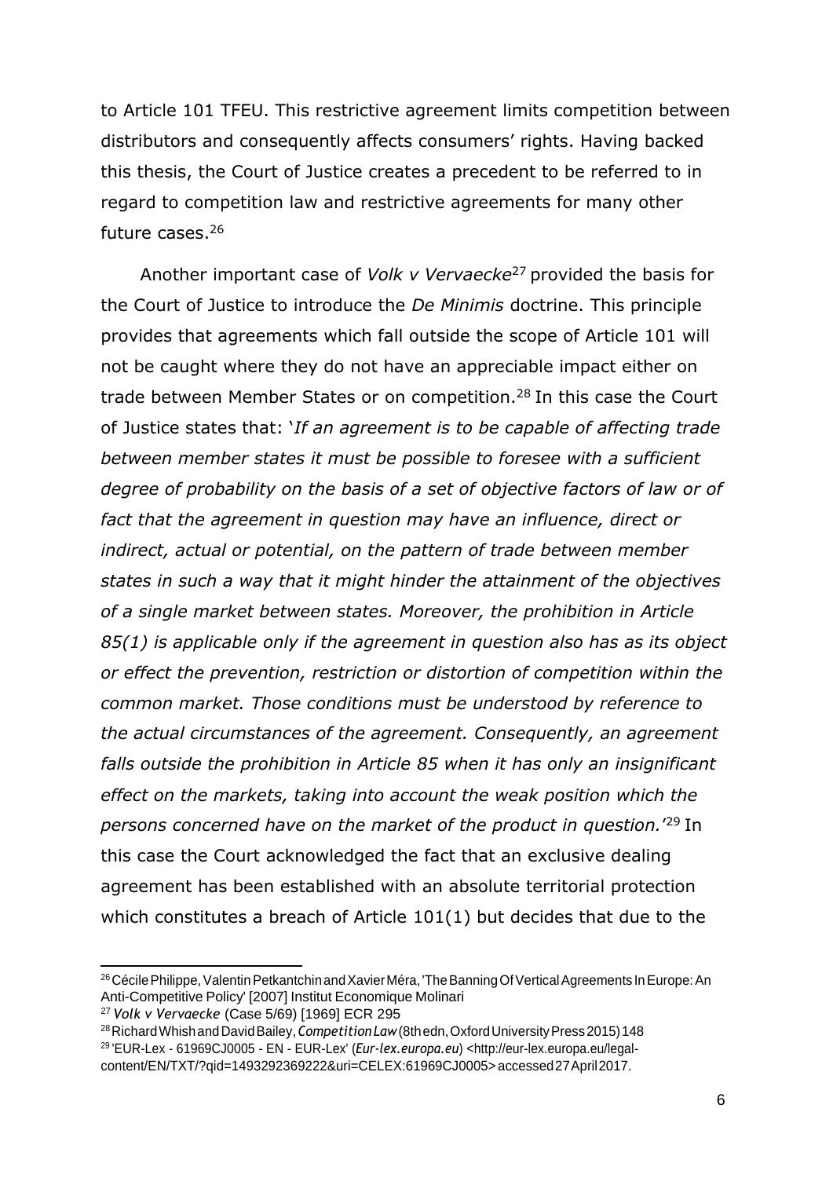to Article 101 TFEU. This restrictive agreement limits competition between distributors and consequently affects consumers' rights. Having backed this thesis, the Court of Justice creates a precedent to be referred to in regard to competition law and restrictive agreements for many other future cases.[26]

Another important case of *Volk v Vervaecke*[27] provided the basis for the Court of Justice to introduce the *De Minimis* doctrine. This principle provides that agreements which fall outside the scope of Article 101 will not be caught where they do not have an appreciable impact either on trade between Member States or on competition.[28] In this case the Court of Justice states that: '*If an agreement is to be capable of affecting trade between member states it must be possible to foresee with a sufficient degree of probability on the basis of a set of objective factors of law or of fact that the agreement in question may have an influence, direct or indirect, actual or potential, on the pattern of trade between member states in such a way that it might hinder the attainment of the objectives of a single market between states. Moreover, the prohibition in Article 85(1) is applicable only if the agreement in question also has as its object or effect the prevention, restriction or distortion of competition within the common market. Those conditions must be understood by reference to the actual circumstances of the agreement. Consequently, an agreement falls outside the prohibition in Article 85 when it has only an insignificant effect on the markets, taking into account the weak position which the persons concerned have on the market of the product in question.*'[29] In this case the Court acknowledged the fact that an exclusive dealing agreement has been established with an absolute territorial protection which constitutes a breach of Article 101(1) but decides that due to the

---

[26] Cécile Philippe, Valentin Petkantchin and Xavier Méra, 'The Banning Of Vertical Agreements In Europe: An Anti-Competitive Policy' [2007] Institut Economique Molinari

[27] *Volk v Vervaecke* (Case 5/69) [1969] ECR 295

[28] Richard Whish and David Bailey, *Competition Law* (8th edn, Oxford University Press 2015) 148

[29] 'EUR-Lex - 61969CJ0005 - EN - EUR-Lex' (*Eur-lex.europa.eu*) <http://eur-lex.europa.eu/legal-content/EN/TXT/?qid=1493292369222&uri=CELEX:61969CJ0005> accessed 27 April 2017.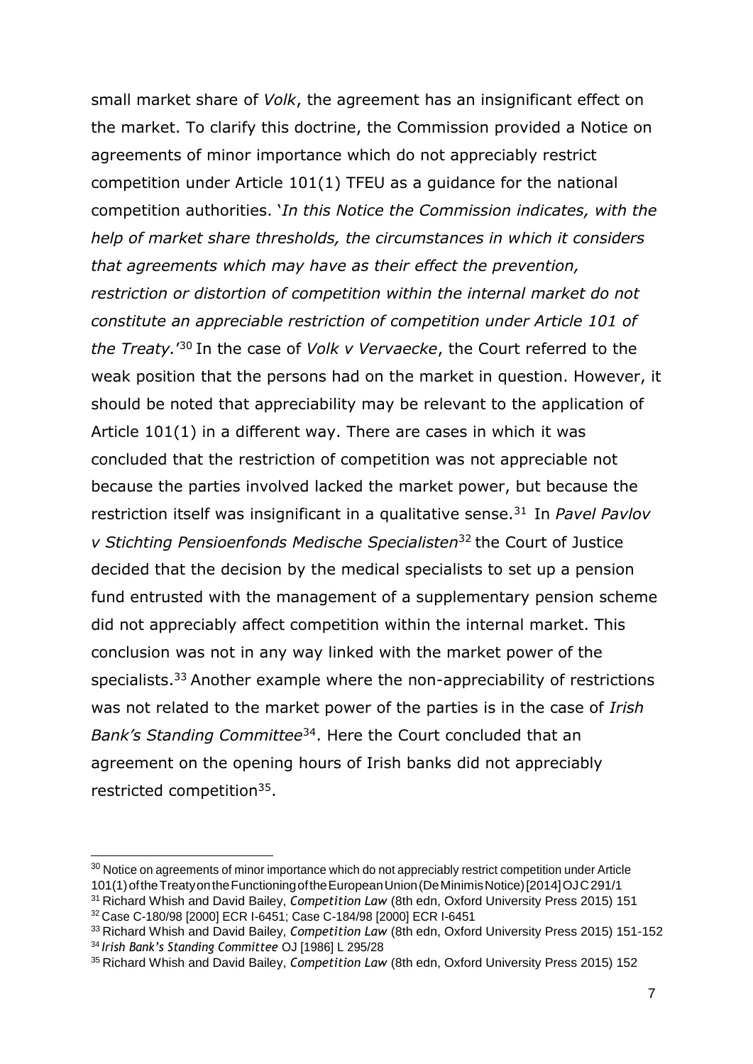small market share of *Volk*, the agreement has an insignificant effect on the market. To clarify this doctrine, the Commission provided a Notice on agreements of minor importance which do not appreciably restrict competition under Article 101(1) TFEU as a guidance for the national competition authorities. '*In this Notice the Commission indicates, with the help of market share thresholds, the circumstances in which it considers that agreements which may have as their effect the prevention, restriction or distortion of competition within the internal market do not constitute an appreciable restriction of competition under Article 101 of the Treaty.*'[30] In the case of *Volk v Vervaecke*, the Court referred to the weak position that the persons had on the market in question. However, it should be noted that appreciability may be relevant to the application of Article 101(1) in a different way. There are cases in which it was concluded that the restriction of competition was not appreciable not because the parties involved lacked the market power, but because the restriction itself was insignificant in a qualitative sense.[31] In *Pavel Pavlov v Stichting Pensioenfonds Medische Specialisten*[32] the Court of Justice decided that the decision by the medical specialists to set up a pension fund entrusted with the management of a supplementary pension scheme did not appreciably affect competition within the internal market. This conclusion was not in any way linked with the market power of the specialists.[33] Another example where the non-appreciability of restrictions was not related to the market power of the parties is in the case of *Irish Bank's Standing Committee*[34]. Here the Court concluded that an agreement on the opening hours of Irish banks did not appreciably restricted competition[35].

---

[30] Notice on agreements of minor importance which do not appreciably restrict competition under Article 101(1) of the Treaty on the Functioning of the European Union (De Minimis Notice) [2014] OJ C 291/1

[31] Richard Whish and David Bailey, *Competition Law* (8th edn, Oxford University Press 2015) 151

[32] Case C-180/98 [2000] ECR I-6451; Case C-184/98 [2000] ECR I-6451

[33] Richard Whish and David Bailey, *Competition Law* (8th edn, Oxford University Press 2015) 151-152

[34] *Irish Bank's Standing Committee* OJ [1986] L 295/28

[35] Richard Whish and David Bailey, *Competition Law* (8th edn, Oxford University Press 2015) 152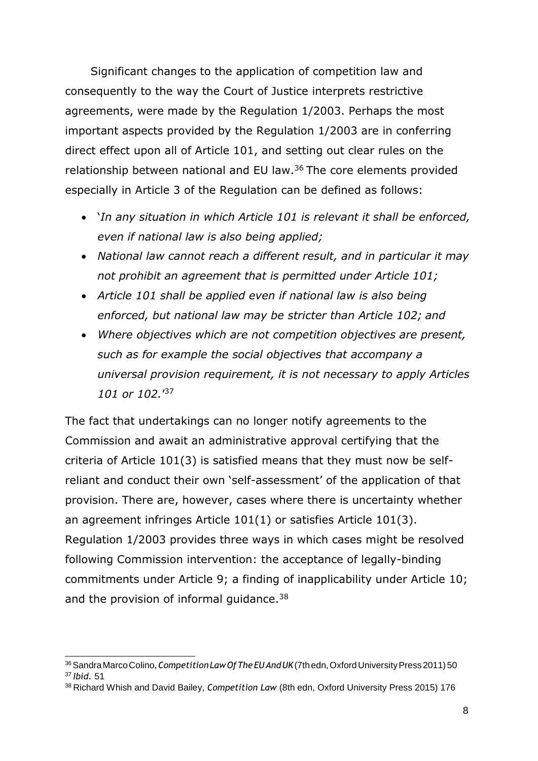Significant changes to the application of competition law and consequently to the way the Court of Justice interprets restrictive agreements, were made by the Regulation 1/2003. Perhaps the most important aspects provided by the Regulation 1/2003 are in conferring direct effect upon all of Article 101, and setting out clear rules on the relationship between national and EU law.[36] The core elements provided especially in Article 3 of the Regulation can be defined as follows:

- '*In any situation in which Article 101 is relevant it shall be enforced, even if national law is also being applied;*
- *National law cannot reach a different result, and in particular it may not prohibit an agreement that is permitted under Article 101;*
- *Article 101 shall be applied even if national law is also being enforced, but national law may be stricter than Article 102; and*
- *Where objectives which are not competition objectives are present, such as for example the social objectives that accompany a universal provision requirement, it is not necessary to apply Articles 101 or 102.*'[37]

The fact that undertakings can no longer notify agreements to the Commission and await an administrative approval certifying that the criteria of Article 101(3) is satisfied means that they must now be self-reliant and conduct their own 'self-assessment' of the application of that provision. There are, however, cases where there is uncertainty whether an agreement infringes Article 101(1) or satisfies Article 101(3). Regulation 1/2003 provides three ways in which cases might be resolved following Commission intervention: the acceptance of legally-binding commitments under Article 9; a finding of inapplicability under Article 10; and the provision of informal guidance.[38]

---

[36] Sandra Marco Colino, *Competition Law Of The EU And UK* (7th edn, Oxford University Press 2011) 50

[37] *Ibid.* 51

[38] Richard Whish and David Bailey, *Competition Law* (8th edn, Oxford University Press 2015) 176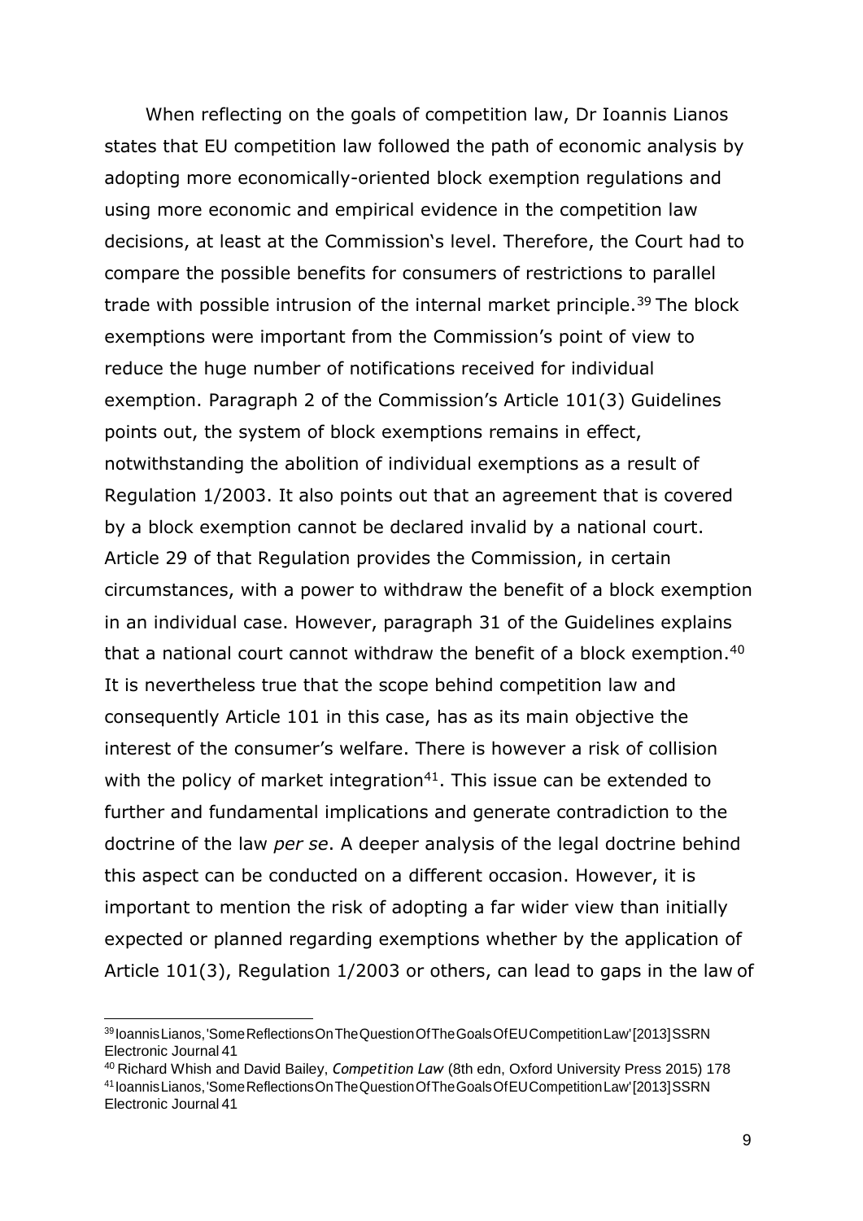When reflecting on the goals of competition law, Dr Ioannis Lianos states that EU competition law followed the path of economic analysis by adopting more economically-oriented block exemption regulations and using more economic and empirical evidence in the competition law decisions, at least at the Commission's level. Therefore, the Court had to compare the possible benefits for consumers of restrictions to parallel trade with possible intrusion of the internal market principle.[39] The block exemptions were important from the Commission's point of view to reduce the huge number of notifications received for individual exemption. Paragraph 2 of the Commission's Article 101(3) Guidelines points out, the system of block exemptions remains in effect, notwithstanding the abolition of individual exemptions as a result of Regulation 1/2003. It also points out that an agreement that is covered by a block exemption cannot be declared invalid by a national court. Article 29 of that Regulation provides the Commission, in certain circumstances, with a power to withdraw the benefit of a block exemption in an individual case. However, paragraph 31 of the Guidelines explains that a national court cannot withdraw the benefit of a block exemption.[40] It is nevertheless true that the scope behind competition law and consequently Article 101 in this case, has as its main objective the interest of the consumer's welfare. There is however a risk of collision with the policy of market integration[41]. This issue can be extended to further and fundamental implications and generate contradiction to the doctrine of the law *per se*. A deeper analysis of the legal doctrine behind this aspect can be conducted on a different occasion. However, it is important to mention the risk of adopting a far wider view than initially expected or planned regarding exemptions whether by the application of Article 101(3), Regulation 1/2003 or others, can lead to gaps in the law of

---

[39] Ioannis Lianos, 'Some Reflections On The Question Of The Goals Of EU Competition Law' [2013] SSRN Electronic Journal 41

[40] Richard Whish and David Bailey, *Competition Law* (8th edn, Oxford University Press 2015) 178

[41] Ioannis Lianos, 'Some Reflections On The Question Of The Goals Of EU Competition Law' [2013] SSRN Electronic Journal 41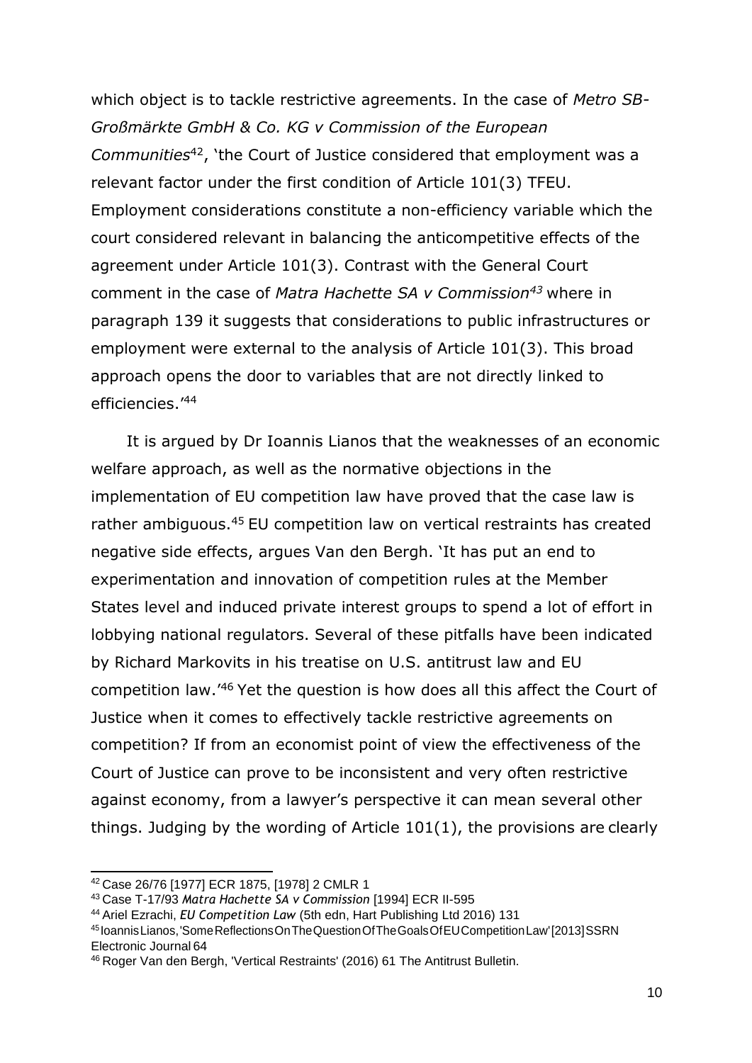which object is to tackle restrictive agreements. In the case of *Metro SB-Großmärkte GmbH & Co. KG v Commission of the European Communities*[42], 'the Court of Justice considered that employment was a relevant factor under the first condition of Article 101(3) TFEU. Employment considerations constitute a non-efficiency variable which the court considered relevant in balancing the anticompetitive effects of the agreement under Article 101(3). Contrast with the General Court comment in the case of *Matra Hachette SA v Commission*[43] where in paragraph 139 it suggests that considerations to public infrastructures or employment were external to the analysis of Article 101(3). This broad approach opens the door to variables that are not directly linked to efficiencies.'[44]

It is argued by Dr Ioannis Lianos that the weaknesses of an economic welfare approach, as well as the normative objections in the implementation of EU competition law have proved that the case law is rather ambiguous.[45] EU competition law on vertical restraints has created negative side effects, argues Van den Bergh. 'It has put an end to experimentation and innovation of competition rules at the Member States level and induced private interest groups to spend a lot of effort in lobbying national regulators. Several of these pitfalls have been indicated by Richard Markovits in his treatise on U.S. antitrust law and EU competition law.'[46] Yet the question is how does all this affect the Court of Justice when it comes to effectively tackle restrictive agreements on competition? If from an economist point of view the effectiveness of the Court of Justice can prove to be inconsistent and very often restrictive against economy, from a lawyer's perspective it can mean several other things. Judging by the wording of Article 101(1), the provisions are clearly

---

[42] Case 26/76 [1977] ECR 1875, [1978] 2 CMLR 1

[43] Case T-17/93 *Matra Hachette SA v Commission* [1994] ECR II-595

[44] Ariel Ezrachi, *EU Competition Law* (5th edn, Hart Publishing Ltd 2016) 131

[45] Ioannis Lianos, 'Some Reflections On The Question Of The Goals Of EU Competition Law' [2013] SSRN Electronic Journal 64

[46] Roger Van den Bergh, 'Vertical Restraints' (2016) 61 The Antitrust Bulletin.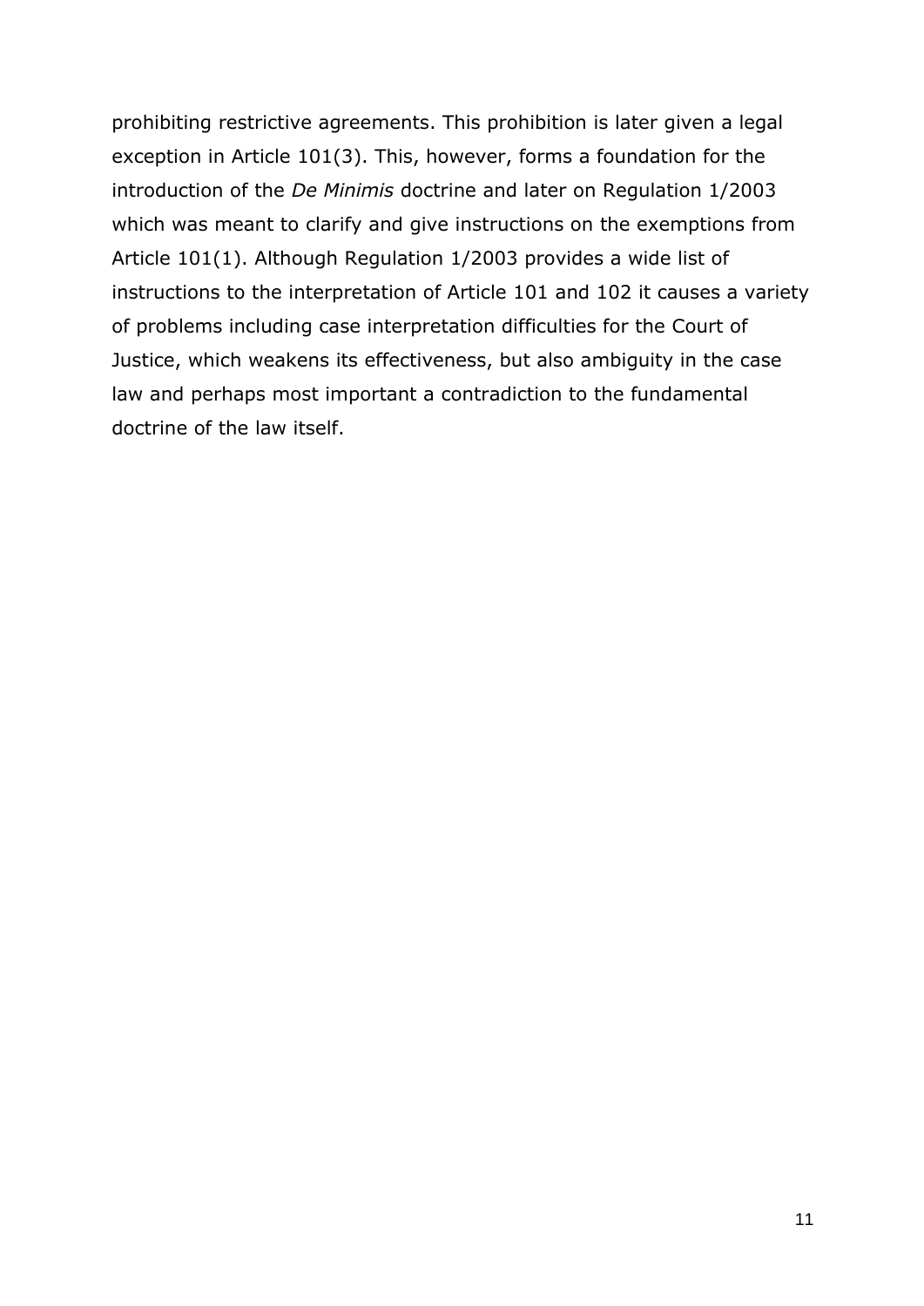prohibiting restrictive agreements. This prohibition is later given a legal exception in Article 101(3). This, however, forms a foundation for the introduction of the *De Minimis* doctrine and later on Regulation 1/2003 which was meant to clarify and give instructions on the exemptions from Article 101(1). Although Regulation 1/2003 provides a wide list of instructions to the interpretation of Article 101 and 102 it causes a variety of problems including case interpretation difficulties for the Court of Justice, which weakens its effectiveness, but also ambiguity in the case law and perhaps most important a contradiction to the fundamental doctrine of the law itself.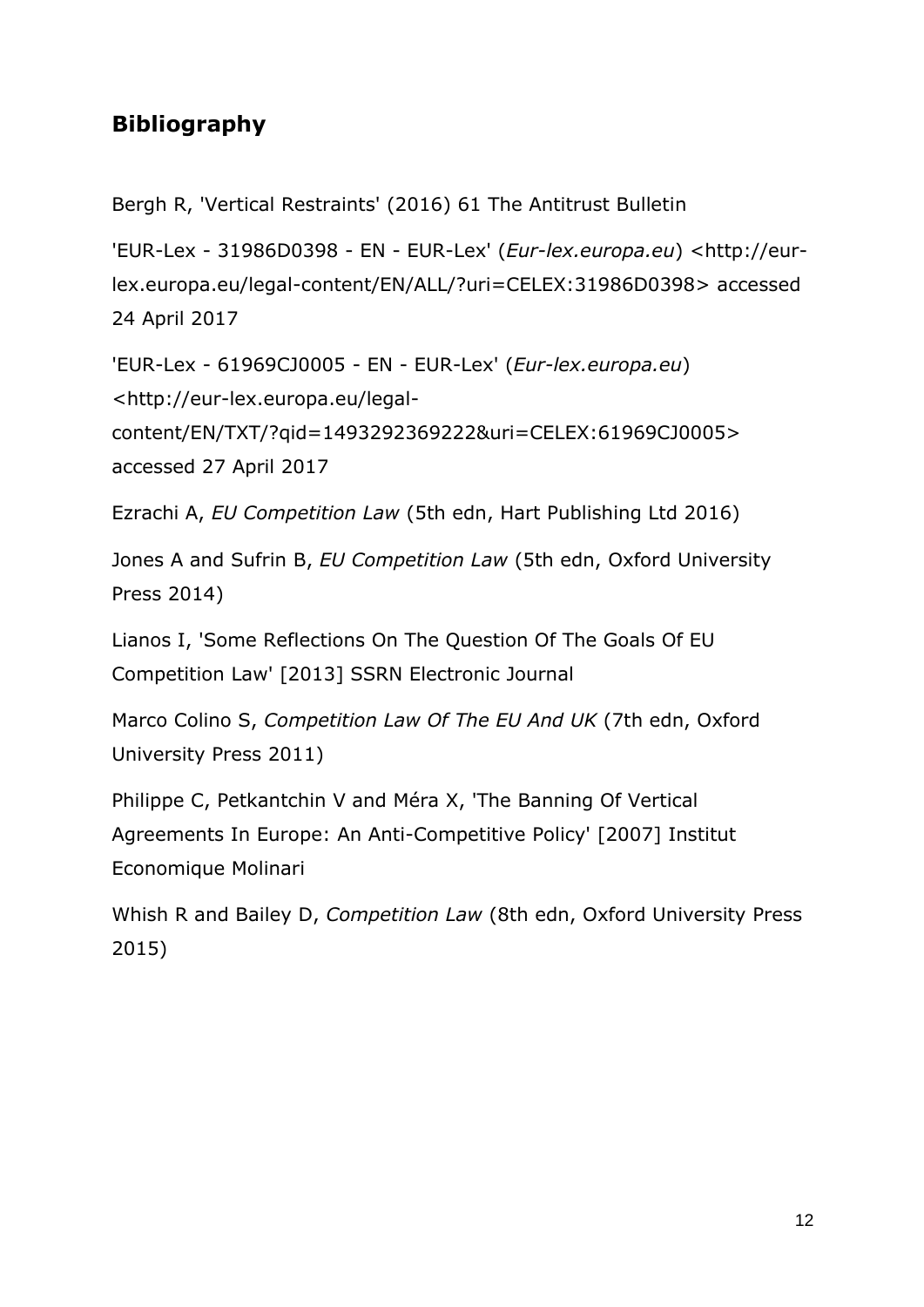## Bibliography

Bergh R, 'Vertical Restraints' (2016) 61 The Antitrust Bulletin

'EUR-Lex - 31986D0398 - EN - EUR-Lex' (*Eur-lex.europa.eu*) <http://eur-lex.europa.eu/legal-content/EN/ALL/?uri=CELEX:31986D0398> accessed 24 April 2017

'EUR-Lex - 61969CJ0005 - EN - EUR-Lex' (*Eur-lex.europa.eu*) <http://eur-lex.europa.eu/legal-content/EN/TXT/?qid=1493292369222&uri=CELEX:61969CJ0005> accessed 27 April 2017

Ezrachi A, *EU Competition Law* (5th edn, Hart Publishing Ltd 2016)

Jones A and Sufrin B, *EU Competition Law* (5th edn, Oxford University Press 2014)

Lianos I, 'Some Reflections On The Question Of The Goals Of EU Competition Law' [2013] SSRN Electronic Journal

Marco Colino S, *Competition Law Of The EU And UK* (7th edn, Oxford University Press 2011)

Philippe C, Petkantchin V and Méra X, 'The Banning Of Vertical Agreements In Europe: An Anti-Competitive Policy' [2007] Institut Economique Molinari

Whish R and Bailey D, *Competition Law* (8th edn, Oxford University Press 2015)